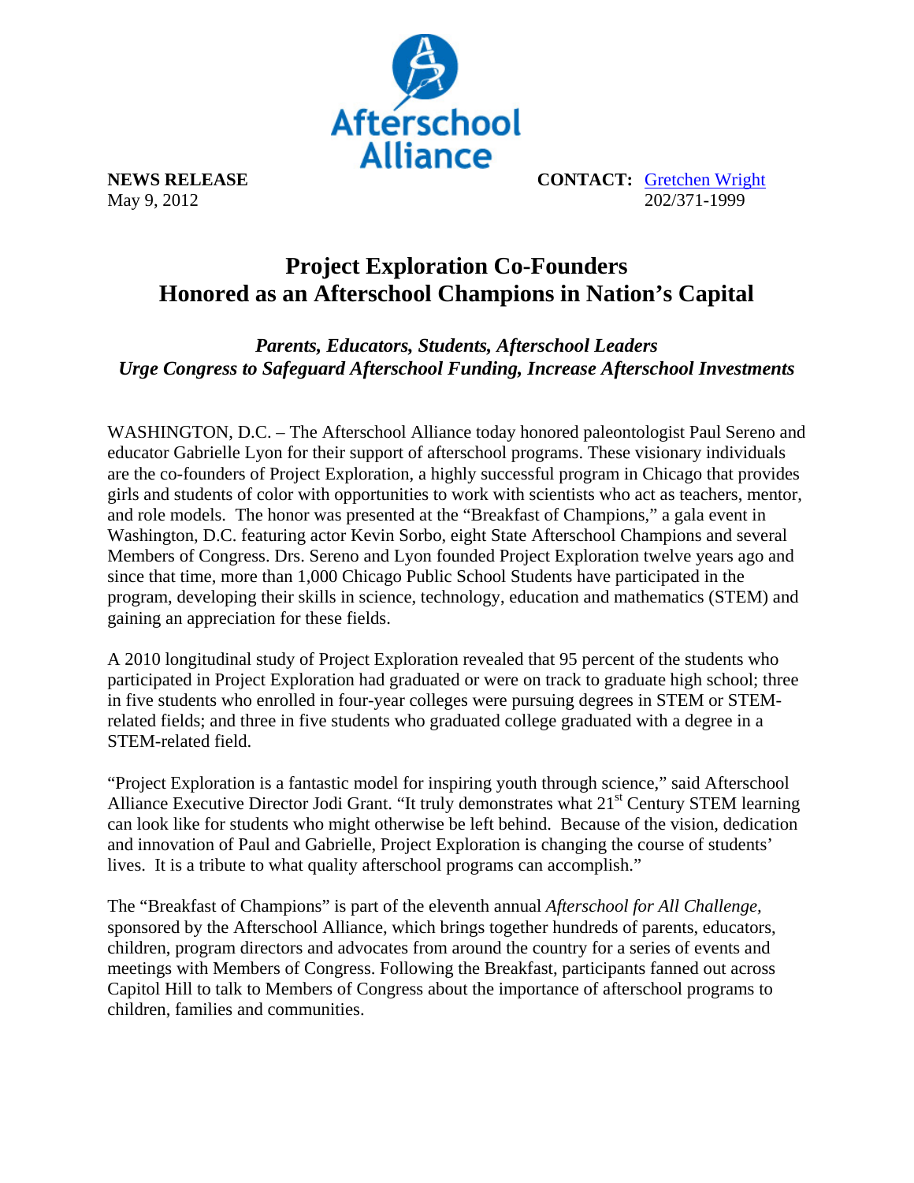Afterschool Alliance

**NEWS RELEASE**
May 9, 2012

**CONTACT:** Gretchen Wright
202/371-1999

# Project Exploration Co-Founders Honored as an Afterschool Champions in Nation's Capital

***Parents, Educators, Students, Afterschool Leaders Urge Congress to Safeguard Afterschool Funding, Increase Afterschool Investments***

WASHINGTON, D.C. – The Afterschool Alliance today honored paleontologist Paul Sereno and educator Gabrielle Lyon for their support of afterschool programs. These visionary individuals are the co-founders of Project Exploration, a highly successful program in Chicago that provides girls and students of color with opportunities to work with scientists who act as teachers, mentor, and role models. The honor was presented at the "Breakfast of Champions," a gala event in Washington, D.C. featuring actor Kevin Sorbo, eight State Afterschool Champions and several Members of Congress. Drs. Sereno and Lyon founded Project Exploration twelve years ago and since that time, more than 1,000 Chicago Public School Students have participated in the program, developing their skills in science, technology, education and mathematics (STEM) and gaining an appreciation for these fields.

A 2010 longitudinal study of Project Exploration revealed that 95 percent of the students who participated in Project Exploration had graduated or were on track to graduate high school; three in five students who enrolled in four-year colleges were pursuing degrees in STEM or STEM-related fields; and three in five students who graduated college graduated with a degree in a STEM-related field.

"Project Exploration is a fantastic model for inspiring youth through science," said Afterschool Alliance Executive Director Jodi Grant. "It truly demonstrates what 21st Century STEM learning can look like for students who might otherwise be left behind. Because of the vision, dedication and innovation of Paul and Gabrielle, Project Exploration is changing the course of students' lives. It is a tribute to what quality afterschool programs can accomplish."

The "Breakfast of Champions" is part of the eleventh annual *Afterschool for All Challenge*, sponsored by the Afterschool Alliance, which brings together hundreds of parents, educators, children, program directors and advocates from around the country for a series of events and meetings with Members of Congress. Following the Breakfast, participants fanned out across Capitol Hill to talk to Members of Congress about the importance of afterschool programs to children, families and communities.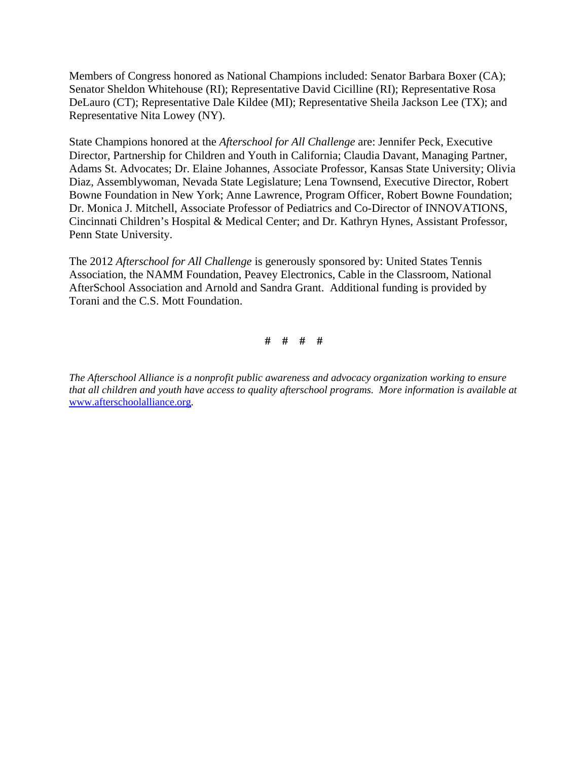Members of Congress honored as National Champions included: Senator Barbara Boxer (CA); Senator Sheldon Whitehouse (RI); Representative David Cicilline (RI); Representative Rosa DeLauro (CT); Representative Dale Kildee (MI); Representative Sheila Jackson Lee (TX); and Representative Nita Lowey (NY).

State Champions honored at the *Afterschool for All Challenge* are: Jennifer Peck, Executive Director, Partnership for Children and Youth in California; Claudia Davant, Managing Partner, Adams St. Advocates; Dr. Elaine Johannes, Associate Professor, Kansas State University; Olivia Diaz, Assemblywoman, Nevada State Legislature; Lena Townsend, Executive Director, Robert Bowne Foundation in New York; Anne Lawrence, Program Officer, Robert Bowne Foundation; Dr. Monica J. Mitchell, Associate Professor of Pediatrics and Co-Director of INNOVATIONS, Cincinnati Children's Hospital & Medical Center; and Dr. Kathryn Hynes, Assistant Professor, Penn State University.

The 2012 *Afterschool for All Challenge* is generously sponsored by: United States Tennis Association, the NAMM Foundation, Peavey Electronics, Cable in the Classroom, National AfterSchool Association and Arnold and Sandra Grant. Additional funding is provided by Torani and the C.S. Mott Foundation.

# # # #

*The Afterschool Alliance is a nonprofit public awareness and advocacy organization working to ensure that all children and youth have access to quality afterschool programs. More information is available at* www.afterschoolalliance.org.